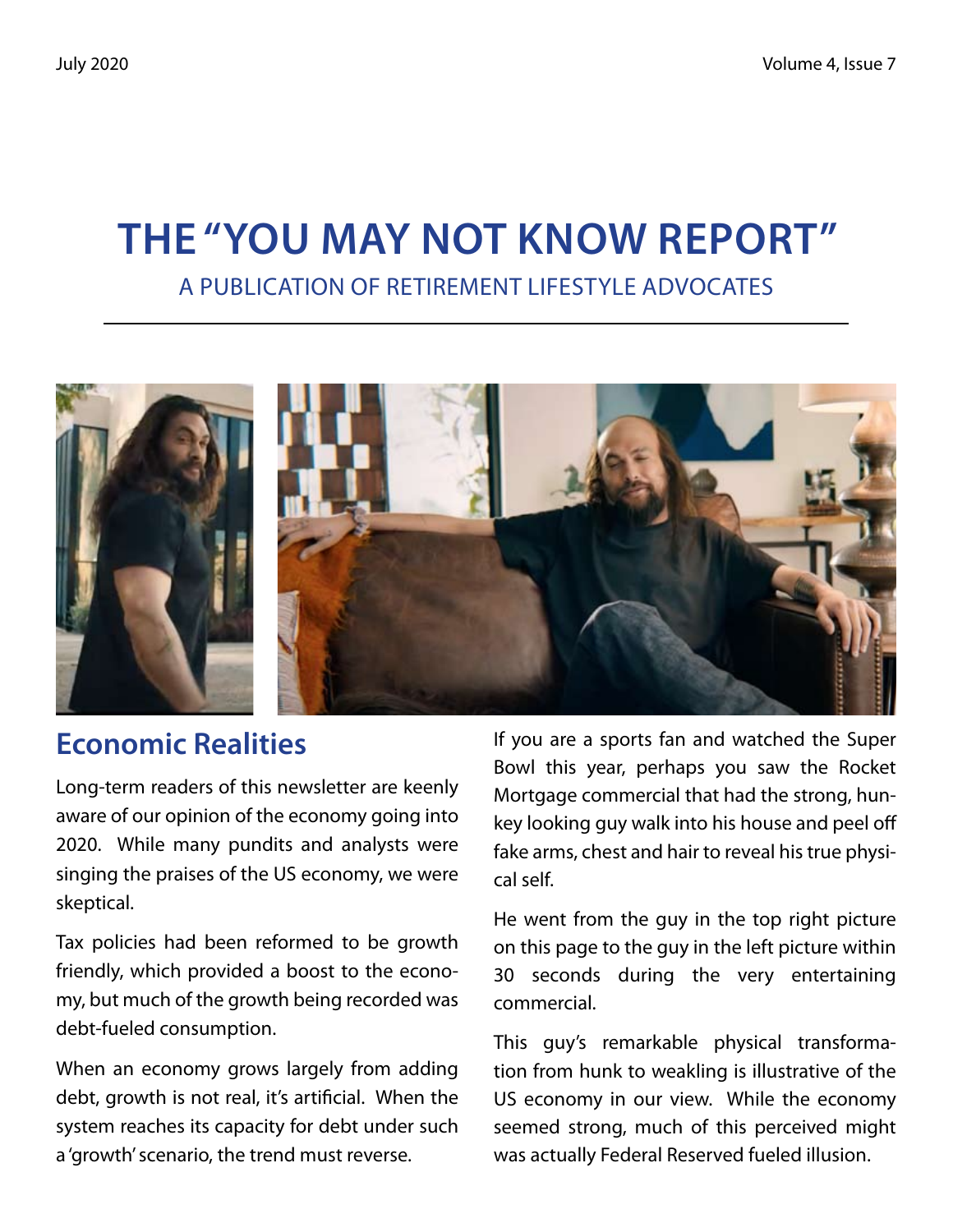# THE "YOU MAY NOT KNOW REPORT"

A PUBLICATION OF RETIREMENT LIFESTYLE ADVOCATES

## Economic Realities

Long-term readers of this newsletter are keenly aware of our opinion of the economy going into 2020. While many pundits and analysts were singing the praises of the US economy, we were skeptical.

Tax policies had been reformed to be growth friendly, which provided a boost to the economy, but much of the growth being recorded was debt-fueled consumption.

When an economy grows largely from adding debt, growth is not real, it's artificial. When the system reaches its capacity for debt under such a 'growth' scenario, the trend must reverse.

If you are a sports fan and watched the Super Bowl this year, perhaps you saw the Rocket Mortgage commercial that had the strong, hunkey looking guy walk into his house and peel off fake arms, chest and hair to reveal his true physical self.

He went from the guy in the top right picture on this page to the guy in the left picture within 30 seconds during the very entertaining commercial.

This guy's remarkable physical transformation from hunk to weakling is illustrative of the US economy in our view. While the economy seemed strong, much of this perceived might was actually Federal Reserved fueled illusion.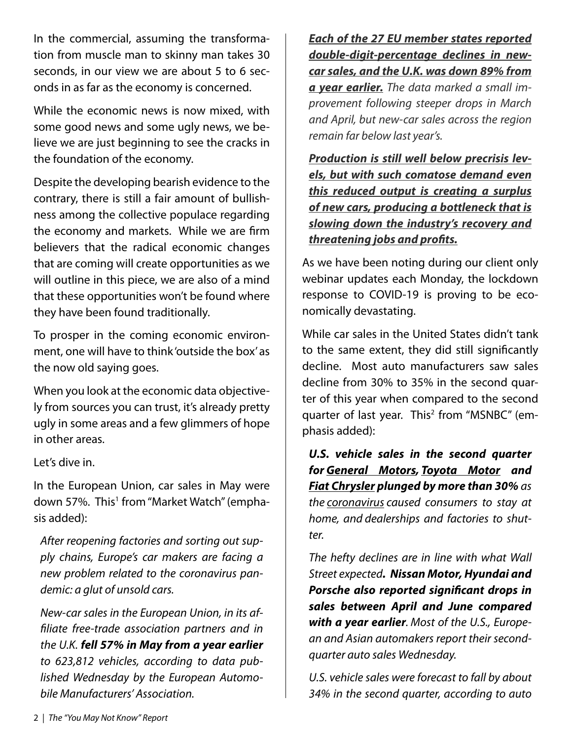In the commercial, assuming the transformation from muscle man to skinny man takes 30 seconds, in our view we are about 5 to 6 seconds in as far as the economy is concerned.

While the economic news is now mixed, with some good news and some ugly news, we believe we are just beginning to see the cracks in the foundation of the economy.

Despite the developing bearish evidence to the contrary, there is still a fair amount of bullishness among the collective populace regarding the economy and markets. While we are firm believers that the radical economic changes that are coming will create opportunities as we will outline in this piece, we are also of a mind that these opportunities won't be found where they have been found traditionally.

To prosper in the coming economic environment, one will have to think 'outside the box' as the now old saying goes.

When you look at the economic data objectively from sources you can trust, it's already pretty ugly in some areas and a few glimmers of hope in other areas.

Let's dive in.

In the European Union, car sales in May were down 57%. This[1] from "Market Watch" (emphasis added):

> *After reopening factories and sorting out supply chains, Europe's car makers are facing a new problem related to the coronavirus pandemic: a glut of unsold cars.*
>
> *New-car sales in the European Union, in its affiliate free-trade association partners and in the U.K.* ***fell 57% in May from a year earlier*** *to 623,812 vehicles, according to data published Wednesday by the European Automobile Manufacturers' Association.*
>
> ***Each of the 27 EU member states reported double-digit-percentage declines in new-car sales, and the U.K. was down 89% from a year earlier.*** *The data marked a small improvement following steeper drops in March and April, but new-car sales across the region remain far below last year's.*
>
> ***Production is still well below precrisis levels, but with such comatose demand even this reduced output is creating a surplus of new cars, producing a bottleneck that is slowing down the industry's recovery and threatening jobs and profits.***

As we have been noting during our client only webinar updates each Monday, the lockdown response to COVID-19 is proving to be economically devastating.

While car sales in the United States didn't tank to the same extent, they did still significantly decline. Most auto manufacturers saw sales decline from 30% to 35% in the second quarter of this year when compared to the second quarter of last year. This[2] from "MSNBC" (emphasis added):

> ***U.S. vehicle sales in the second quarter for General Motors, Toyota Motor and Fiat Chrysler plunged by more than 30%*** *as the coronavirus caused consumers to stay at home, and dealerships and factories to shutter.*
>
> *The hefty declines are in line with what Wall Street expected.* ***Nissan Motor, Hyundai and Porsche also reported significant drops in sales between April and June compared with a year earlier****. Most of the U.S., European and Asian automakers report their second-quarter auto sales Wednesday.*
>
> *U.S. vehicle sales were forecast to fall by about 34% in the second quarter, according to auto*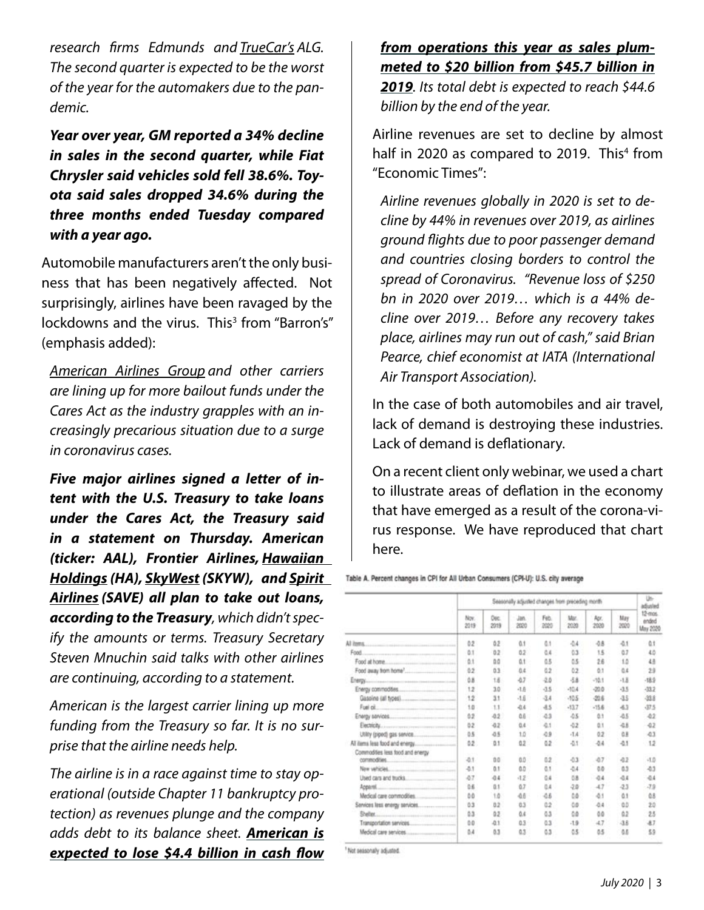*research firms Edmunds and TrueCar's ALG. The second quarter is expected to be the worst of the year for the automakers due to the pandemic.*

***Year over year, GM reported a 34% decline in sales in the second quarter, while Fiat Chrysler said vehicles sold fell 38.6%. Toyota said sales dropped 34.6% during the three months ended Tuesday compared with a year ago.***

Automobile manufacturers aren't the only business that has been negatively affected. Not surprisingly, airlines have been ravaged by the lockdowns and the virus. This[3] from "Barron's" (emphasis added):

*American Airlines Group and other carriers are lining up for more bailout funds under the Cares Act as the industry grapples with an increasingly precarious situation due to a surge in coronavirus cases.*

***Five major airlines signed a letter of intent with the U.S. Treasury to take loans under the Cares Act, the Treasury said in a statement on Thursday. American (ticker: AAL), Frontier Airlines, Hawaiian Holdings (HA), SkyWest (SKYW), and Spirit Airlines (SAVE) all plan to take out loans, according to the Treasury**, which didn't specify the amounts or terms. Treasury Secretary Steven Mnuchin said talks with other airlines are continuing, according to a statement.*

*American is the largest carrier lining up more funding from the Treasury so far. It is no surprise that the airline needs help.*

*The airline is in a race against time to stay operational (outside Chapter 11 bankruptcy protection) as revenues plunge and the company adds debt to its balance sheet. **American is expected to lose $4.4 billion in cash flow from operations this year as sales plummeted to $20 billion from $45.7 billion in 2019**. Its total debt is expected to reach $44.6 billion by the end of the year.*

Airline revenues are set to decline by almost half in 2020 as compared to 2019. This[4] from "Economic Times":

*Airline revenues globally in 2020 is set to decline by 44% in revenues over 2019, as airlines ground flights due to poor passenger demand and countries closing borders to control the spread of Coronavirus. "Revenue loss of $250 bn in 2020 over 2019… which is a 44% decline over 2019… Before any recovery takes place, airlines may run out of cash," said Brian Pearce, chief economist at IATA (International Air Transport Association).*

In the case of both automobiles and air travel, lack of demand is destroying these industries. Lack of demand is deflationary.

On a recent client only webinar, we used a chart to illustrate areas of deflation in the economy that have emerged as a result of the corona-virus response. We have reproduced that chart here.

Table A. Percent changes in CPI for All Urban Consumers (CPI-U): U.S. city average

| | Seasonally adjusted changes from preceding month | | | | | | | Un-adjusted 12-mos. ended May 2020 |
|---|---|---|---|---|---|---|---|---|
| | Nov. 2019 | Dec. 2019 | Jan. 2020 | Feb. 2020 | Mar. 2020 | Apr. 2020 | May 2020 | |
| All items | 0.2 | 0.2 | 0.1 | 0.1 | -0.4 | -0.8 | -0.1 | 0.1 |
| Food | 0.1 | 0.2 | 0.2 | 0.4 | 0.3 | 1.5 | 0.7 | 4.0 |
| Food at home | 0.1 | 0.0 | 0.1 | 0.5 | 0.5 | 2.6 | 1.0 | 4.8 |
| Food away from home[1] | 0.2 | 0.3 | 0.4 | 0.2 | 0.2 | 0.1 | 0.4 | 2.9 |
| Energy | 0.8 | 1.6 | -0.7 | -2.0 | -5.8 | -10.1 | -1.8 | -18.9 |
| Energy commodities | 1.2 | 3.0 | -1.6 | -3.5 | -10.4 | -20.0 | -3.5 | -33.2 |
| Gasoline (all types) | 1.2 | 3.1 | -1.6 | -3.4 | -10.5 | -20.6 | -3.5 | -33.8 |
| Fuel oil | 1.0 | 1.1 | -0.4 | -8.5 | -13.7 | -15.6 | -6.3 | -37.5 |
| Energy services | 0.2 | -0.2 | 0.6 | -0.3 | -0.5 | 0.1 | -0.5 | -0.2 |
| Electricity | 0.2 | -0.2 | 0.4 | -0.1 | -0.2 | 0.1 | -0.8 | -0.2 |
| Utility (piped) gas service | 0.5 | -0.5 | 1.0 | -0.9 | -1.4 | 0.2 | 0.8 | -0.3 |
| All items less food and energy | 0.2 | 0.1 | 0.2 | 0.2 | -0.1 | -0.4 | -0.1 | 1.2 |
| Commodities less food and energy commodities | -0.1 | 0.0 | 0.0 | 0.2 | -0.3 | -0.7 | -0.2 | -1.0 |
| New vehicles | -0.1 | 0.1 | 0.0 | 0.1 | -0.4 | 0.0 | 0.3 | -0.3 |
| Used cars and trucks | -0.7 | -0.4 | -1.2 | 0.4 | 0.8 | -0.4 | -0.4 | -0.4 |
| Apparel | 0.6 | 0.1 | 0.7 | 0.4 | -2.0 | -4.7 | -2.3 | -7.9 |
| Medical care commodities | 0.0 | 1.0 | -0.6 | -0.6 | 0.0 | -0.1 | 0.1 | 0.8 |
| Services less energy services | 0.3 | 0.2 | 0.3 | 0.2 | 0.0 | -0.4 | 0.0 | 2.0 |
| Shelter | 0.3 | 0.2 | 0.4 | 0.3 | 0.0 | 0.0 | 0.2 | 2.5 |
| Transportation services | 0.0 | -0.1 | 0.3 | 0.3 | -1.9 | -4.7 | -3.6 | -8.7 |
| Medical care services | 0.4 | 0.3 | 0.3 | 0.3 | 0.5 | 0.5 | 0.6 | 5.3 |

[1] Not seasonally adjusted.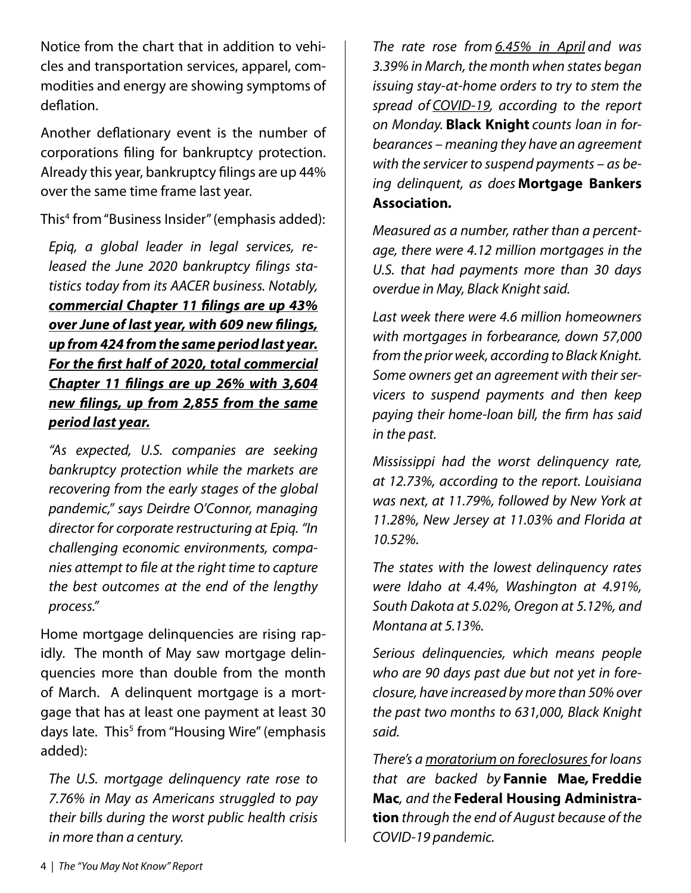Notice from the chart that in addition to vehicles and transportation services, apparel, commodities and energy are showing symptoms of deflation.

Another deflationary event is the number of corporations filing for bankruptcy protection. Already this year, bankruptcy filings are up 44% over the same time frame last year.

This[4] from "Business Insider" (emphasis added):

> *Epiq, a global leader in legal services, released the June 2020 bankruptcy filings statistics today from its AACER business. Notably,* ***commercial Chapter 11 filings are up 43% over June of last year, with 609 new filings, up from 424 from the same period last year. For the first half of 2020, total commercial Chapter 11 filings are up 26% with 3,604 new filings, up from 2,855 from the same period last year.***
>
> *"As expected, U.S. companies are seeking bankruptcy protection while the markets are recovering from the early stages of the global pandemic," says Deirdre O'Connor, managing director for corporate restructuring at Epiq. "In challenging economic environments, companies attempt to file at the right time to capture the best outcomes at the end of the lengthy process."*

Home mortgage delinquencies are rising rapidly. The month of May saw mortgage delinquencies more than double from the month of March. A delinquent mortgage is a mortgage that has at least one payment at least 30 days late. This[5] from "Housing Wire" (emphasis added):

> *The U.S. mortgage delinquency rate rose to 7.76% in May as Americans struggled to pay their bills during the worst public health crisis in more than a century.*
>
> *The rate rose from 6.45% in April and was 3.39% in March, the month when states began issuing stay-at-home orders to try to stem the spread of COVID-19, according to the report on Monday.* **Black Knight** *counts loan in forbearances – meaning they have an agreement with the servicer to suspend payments – as being delinquent, as does* **Mortgage Bankers Association.**
>
> *Measured as a number, rather than a percentage, there were 4.12 million mortgages in the U.S. that had payments more than 30 days overdue in May, Black Knight said.*
>
> *Last week there were 4.6 million homeowners with mortgages in forbearance, down 57,000 from the prior week, according to Black Knight. Some owners get an agreement with their servicers to suspend payments and then keep paying their home-loan bill, the firm has said in the past.*
>
> *Mississippi had the worst delinquency rate, at 12.73%, according to the report. Louisiana was next, at 11.79%, followed by New York at 11.28%, New Jersey at 11.03% and Florida at 10.52%.*
>
> *The states with the lowest delinquency rates were Idaho at 4.4%, Washington at 4.91%, South Dakota at 5.02%, Oregon at 5.12%, and Montana at 5.13%.*
>
> *Serious delinquencies, which means people who are 90 days past due but not yet in foreclosure, have increased by more than 50% over the past two months to 631,000, Black Knight said.*
>
> *There's a moratorium on foreclosures for loans that are backed by* **Fannie Mae, Freddie Mac**, *and the* **Federal Housing Administration** *through the end of August because of the COVID-19 pandemic.*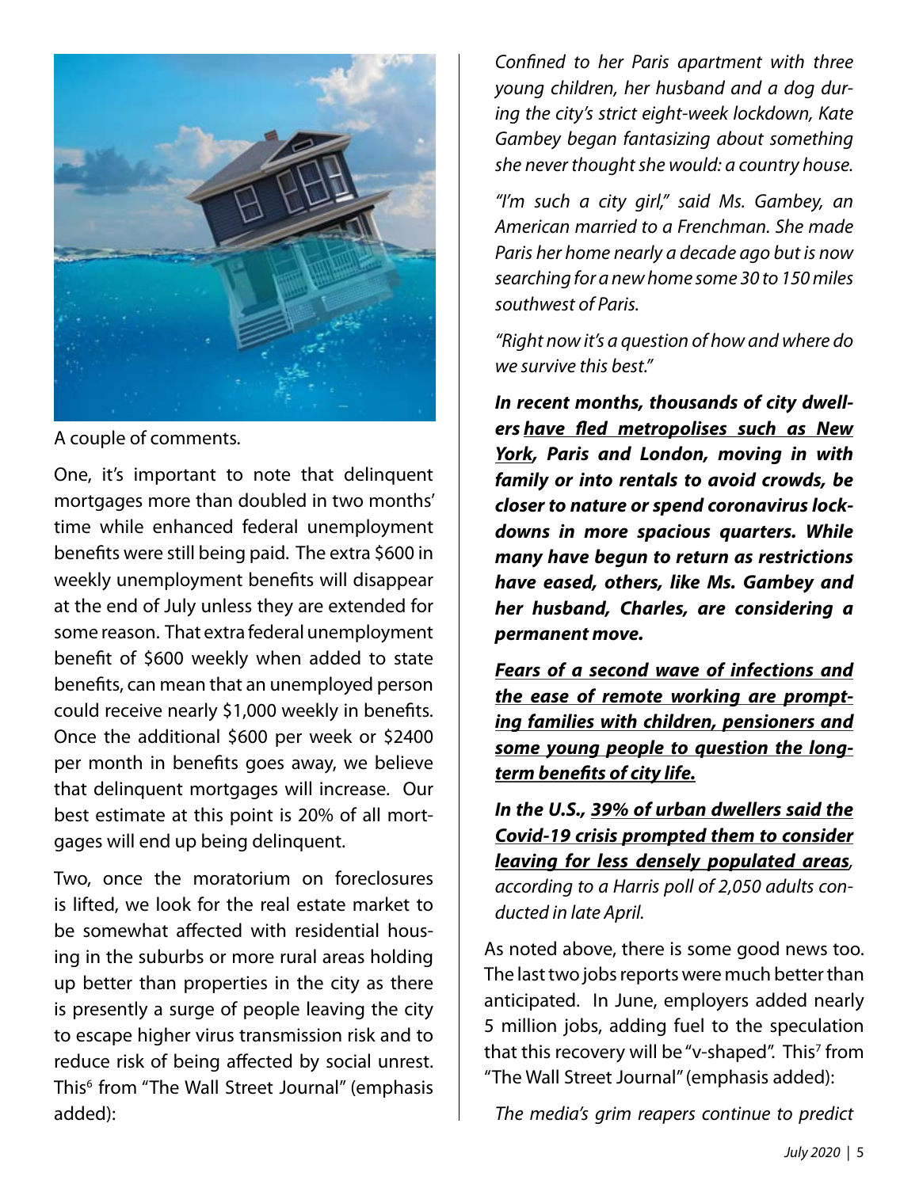A couple of comments.

One, it's important to note that delinquent mortgages more than doubled in two months' time while enhanced federal unemployment benefits were still being paid. The extra $600 in weekly unemployment benefits will disappear at the end of July unless they are extended for some reason. That extra federal unemployment benefit of $600 weekly when added to state benefits, can mean that an unemployed person could receive nearly $1,000 weekly in benefits. Once the additional $600 per week or $2400 per month in benefits goes away, we believe that delinquent mortgages will increase. Our best estimate at this point is 20% of all mortgages will end up being delinquent.

Two, once the moratorium on foreclosures is lifted, we look for the real estate market to be somewhat affected with residential housing in the suburbs or more rural areas holding up better than properties in the city as there is presently a surge of people leaving the city to escape higher virus transmission risk and to reduce risk of being affected by social unrest. This[6] from "The Wall Street Journal" (emphasis added):

*Confined to her Paris apartment with three young children, her husband and a dog during the city's strict eight-week lockdown, Kate Gambey began fantasizing about something she never thought she would: a country house.*

*"I'm such a city girl," said Ms. Gambey, an American married to a Frenchman. She made Paris her home nearly a decade ago but is now searching for a new home some 30 to 150 miles southwest of Paris.*

*"Right now it's a question of how and where do we survive this best."*

***In recent months, thousands of city dwellers <u>have fled metropolises such as New York</u>, Paris and London, moving in with family or into rentals to avoid crowds, be closer to nature or spend coronavirus lockdowns in more spacious quarters. While many have begun to return as restrictions have eased, others, like Ms. Gambey and her husband, Charles, are considering a permanent move.***

***<u>Fears of a second wave of infections and the ease of remote working are prompting families with children, pensioners and some young people to question the long-term benefits of city life.</u>***

***In the U.S., <u>39% of urban dwellers said the Covid-19 crisis prompted them to consider leaving for less densely populated areas</u>,*** *according to a Harris poll of 2,050 adults conducted in late April.*

As noted above, there is some good news too. The last two jobs reports were much better than anticipated. In June, employers added nearly 5 million jobs, adding fuel to the speculation that this recovery will be "v-shaped". This[7] from "The Wall Street Journal" (emphasis added):

*The media's grim reapers continue to predict*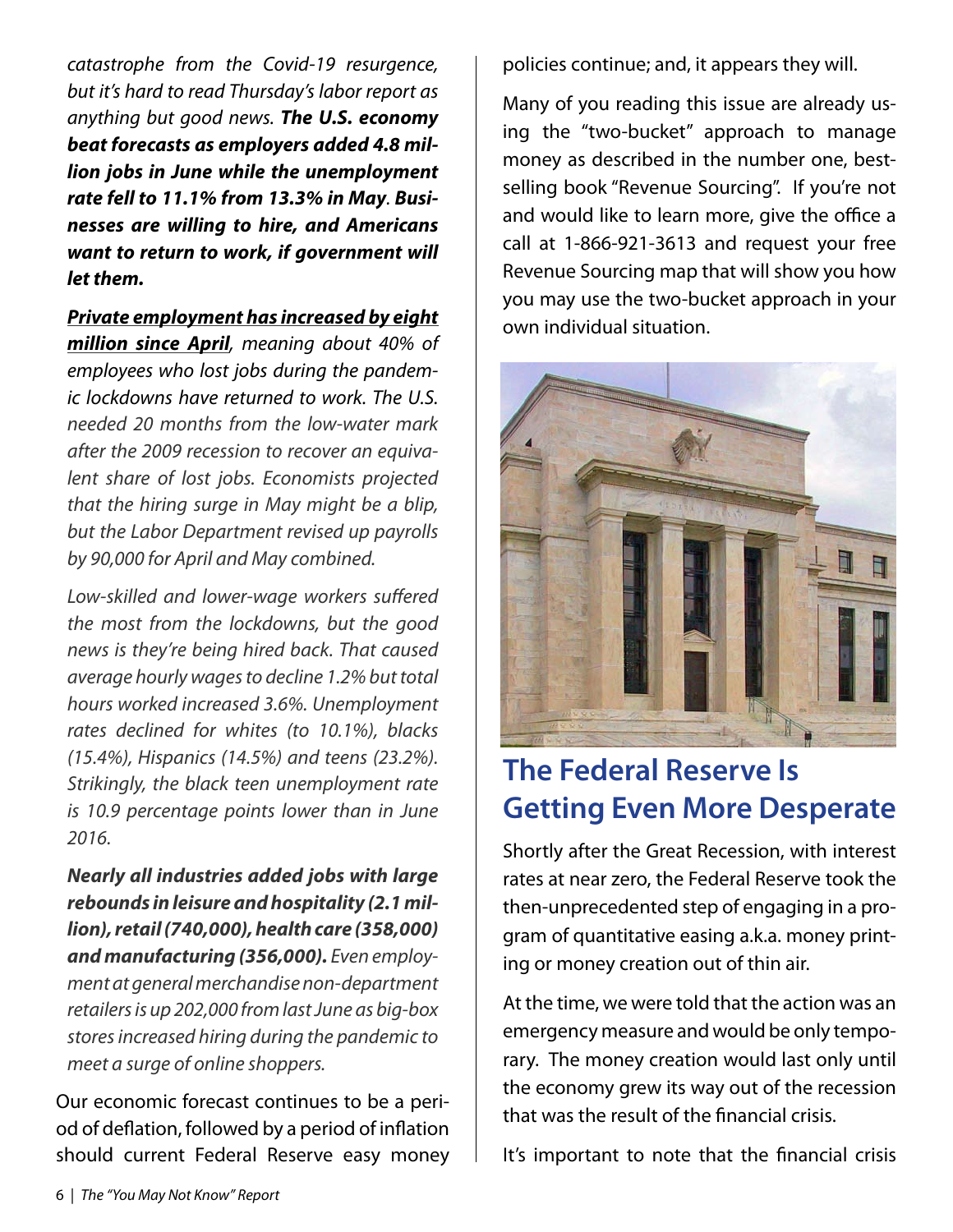*catastrophe from the Covid-19 resurgence, but it's hard to read Thursday's labor report as anything but good news.* ***The U.S. economy beat forecasts as employers added 4.8 million jobs in June while the unemployment rate fell to 11.1% from 13.3% in May. Businesses are willing to hire, and Americans want to return to work, if government will let them.***

***<u>Private employment has increased by eight million since April</u>****, meaning about 40% of employees who lost jobs during the pandemic lockdowns have returned to work. The U.S. needed 20 months from the low-water mark after the 2009 recession to recover an equivalent share of lost jobs. Economists projected that the hiring surge in May might be a blip, but the Labor Department revised up payrolls by 90,000 for April and May combined.*

*Low-skilled and lower-wage workers suffered the most from the lockdowns, but the good news is they're being hired back. That caused average hourly wages to decline 1.2% but total hours worked increased 3.6%. Unemployment rates declined for whites (to 10.1%), blacks (15.4%), Hispanics (14.5%) and teens (23.2%). Strikingly, the black teen unemployment rate is 10.9 percentage points lower than in June 2016.*

***Nearly all industries added jobs with large rebounds in leisure and hospitality (2.1 million), retail (740,000), health care (358,000) and manufacturing (356,000).*** *Even employment at general merchandise non-department retailers is up 202,000 from last June as big-box stores increased hiring during the pandemic to meet a surge of online shoppers.*

Our economic forecast continues to be a period of deflation, followed by a period of inflation should current Federal Reserve easy money policies continue; and, it appears they will.

Many of you reading this issue are already using the "two-bucket" approach to manage money as described in the number one, best-selling book "Revenue Sourcing". If you're not and would like to learn more, give the office a call at 1-866-921-3613 and request your free Revenue Sourcing map that will show you how you may use the two-bucket approach in your own individual situation.

## The Federal Reserve Is Getting Even More Desperate

Shortly after the Great Recession, with interest rates at near zero, the Federal Reserve took the then-unprecedented step of engaging in a program of quantitative easing a.k.a. money printing or money creation out of thin air.

At the time, we were told that the action was an emergency measure and would be only temporary. The money creation would last only until the economy grew its way out of the recession that was the result of the financial crisis.

It's important to note that the financial crisis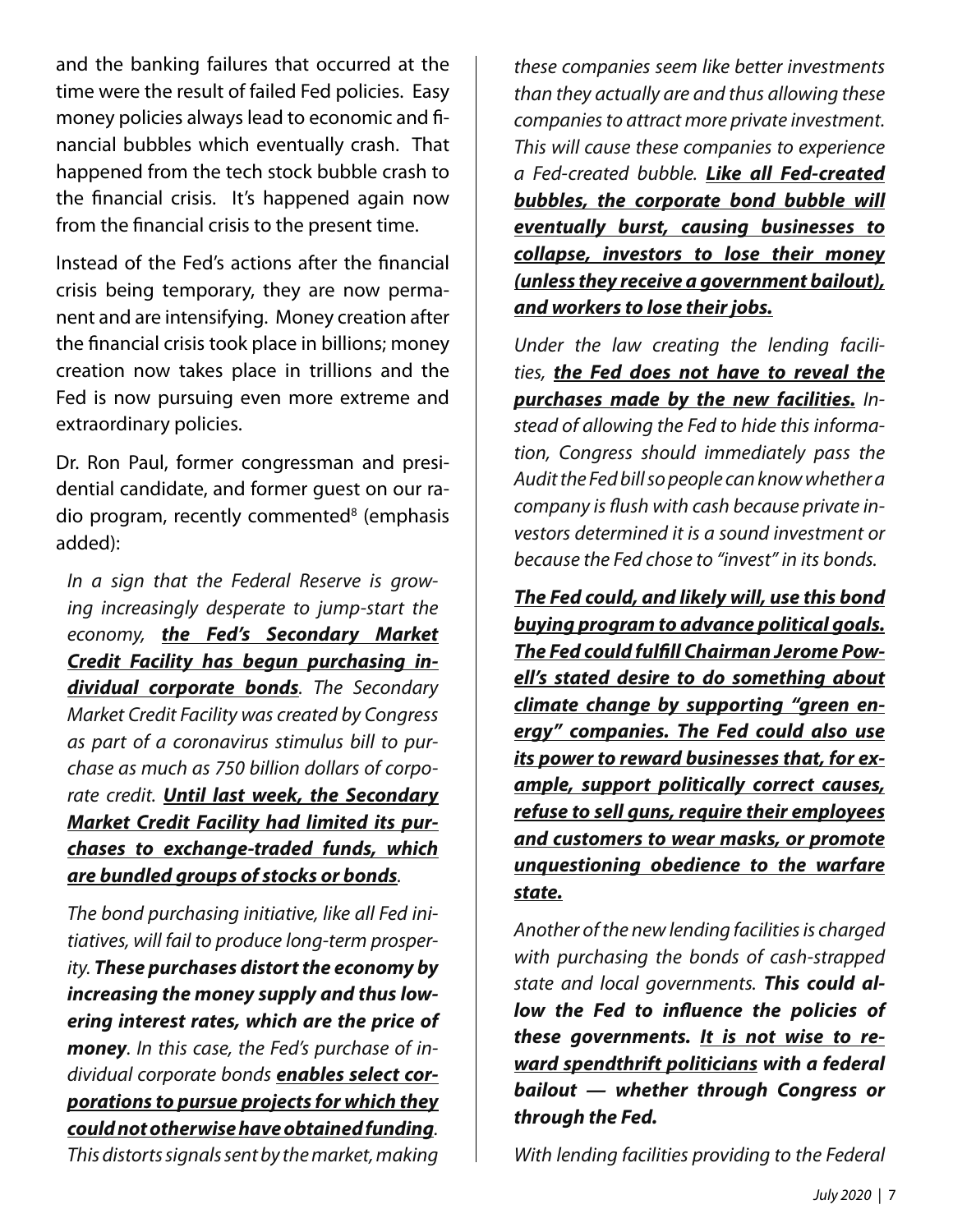and the banking failures that occurred at the time were the result of failed Fed policies. Easy money policies always lead to economic and financial bubbles which eventually crash. That happened from the tech stock bubble crash to the financial crisis. It's happened again now from the financial crisis to the present time.

Instead of the Fed's actions after the financial crisis being temporary, they are now permanent and are intensifying. Money creation after the financial crisis took place in billions; money creation now takes place in trillions and the Fed is now pursuing even more extreme and extraordinary policies.

Dr. Ron Paul, former congressman and presidential candidate, and former guest on our radio program, recently commented[8] (emphasis added):

> *In a sign that the Federal Reserve is growing increasingly desperate to jump-start the economy,* ***<u>the Fed's Secondary Market Credit Facility has begun purchasing individual corporate bonds</u>****. The Secondary Market Credit Facility was created by Congress as part of a coronavirus stimulus bill to purchase as much as 750 billion dollars of corporate credit.* ***<u>Until last week, the Secondary Market Credit Facility had limited its purchases to exchange-traded funds, which are bundled groups of stocks or bonds</u>****.*
>
> *The bond purchasing initiative, like all Fed initiatives, will fail to produce long-term prosperity.* ***These purchases distort the economy by increasing the money supply and thus lowering interest rates, which are the price of money****. In this case, the Fed's purchase of individual corporate bonds* ***<u>enables select corporations to pursue projects for which they could not otherwise have obtained funding</u>****. This distorts signals sent by the market, making these companies seem like better investments than they actually are and thus allowing these companies to attract more private investment. This will cause these companies to experience a Fed-created bubble.* ***<u>Like all Fed-created bubbles, the corporate bond bubble will eventually burst, causing businesses to collapse, investors to lose their money (unless they receive a government bailout), and workers to lose their jobs.</u>***
>
> *Under the law creating the lending facilities,* ***<u>the Fed does not have to reveal the purchases made by the new facilities.</u>*** *Instead of allowing the Fed to hide this information, Congress should immediately pass the Audit the Fed bill so people can know whether a company is flush with cash because private investors determined it is a sound investment or because the Fed chose to "invest" in its bonds.*
>
> ***<u>The Fed could, and likely will, use this bond buying program to advance political goals. The Fed could fulfill Chairman Jerome Powell's stated desire to do something about climate change by supporting "green energy" companies. The Fed could also use its power to reward businesses that, for example, support politically correct causes, refuse to sell guns, require their employees and customers to wear masks, or promote unquestioning obedience to the warfare state.</u>***
>
> *Another of the new lending facilities is charged with purchasing the bonds of cash-strapped state and local governments.* ***This could allow the Fed to influence the policies of these governments. <u>It is not wise to reward spendthrift politicians</u> with a federal bailout — whether through Congress or through the Fed.***
>
> *With lending facilities providing to the Federal*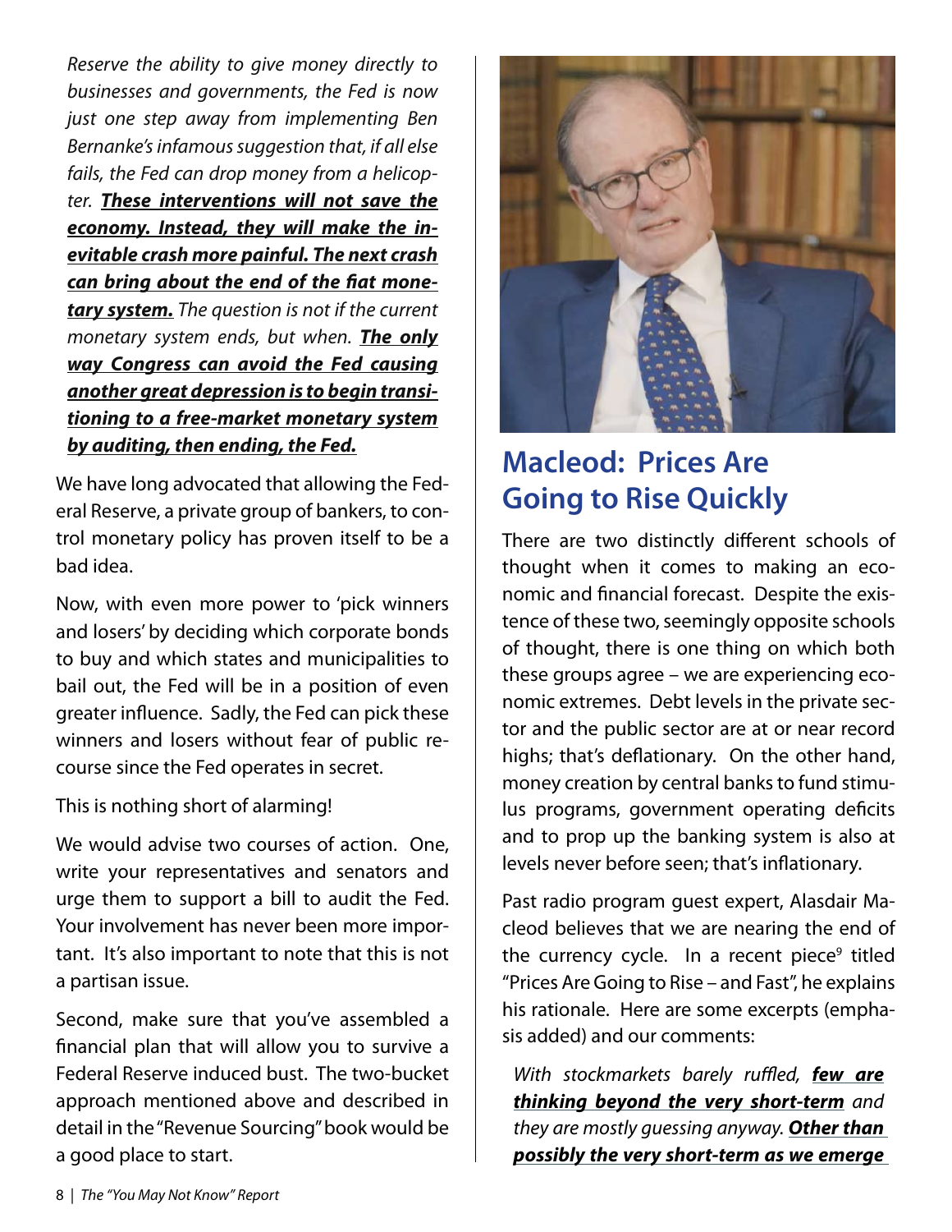*Reserve the ability to give money directly to businesses and governments, the Fed is now just one step away from implementing Ben Bernanke's infamous suggestion that, if all else fails, the Fed can drop money from a helicopter.* ***<u>These interventions will not save the economy. Instead, they will make the inevitable crash more painful. The next crash can bring about the end of the fiat monetary system.</u>*** *The question is not if the current monetary system ends, but when.* ***<u>The only way Congress can avoid the Fed causing another great depression is to begin transitioning to a free-market monetary system by auditing, then ending, the Fed.</u>***

We have long advocated that allowing the Federal Reserve, a private group of bankers, to control monetary policy has proven itself to be a bad idea.

Now, with even more power to 'pick winners and losers' by deciding which corporate bonds to buy and which states and municipalities to bail out, the Fed will be in a position of even greater influence. Sadly, the Fed can pick these winners and losers without fear of public recourse since the Fed operates in secret.

This is nothing short of alarming!

We would advise two courses of action. One, write your representatives and senators and urge them to support a bill to audit the Fed. Your involvement has never been more important. It's also important to note that this is not a partisan issue.

Second, make sure that you've assembled a financial plan that will allow you to survive a Federal Reserve induced bust. The two-bucket approach mentioned above and described in detail in the "Revenue Sourcing" book would be a good place to start.

## Macleod: Prices Are Going to Rise Quickly

There are two distinctly different schools of thought when it comes to making an economic and financial forecast. Despite the existence of these two, seemingly opposite schools of thought, there is one thing on which both these groups agree – we are experiencing economic extremes. Debt levels in the private sector and the public sector are at or near record highs; that's deflationary. On the other hand, money creation by central banks to fund stimulus programs, government operating deficits and to prop up the banking system is also at levels never before seen; that's inflationary.

Past radio program guest expert, Alasdair Macleod believes that we are nearing the end of the currency cycle. In a recent piece[9] titled "Prices Are Going to Rise – and Fast", he explains his rationale. Here are some excerpts (emphasis added) and our comments:

*With stockmarkets barely ruffled,* ***<u>few are thinking beyond the very short-term</u>*** *and they are mostly guessing anyway.* ***<u>Other than possibly the very short-term as we emerge</u>***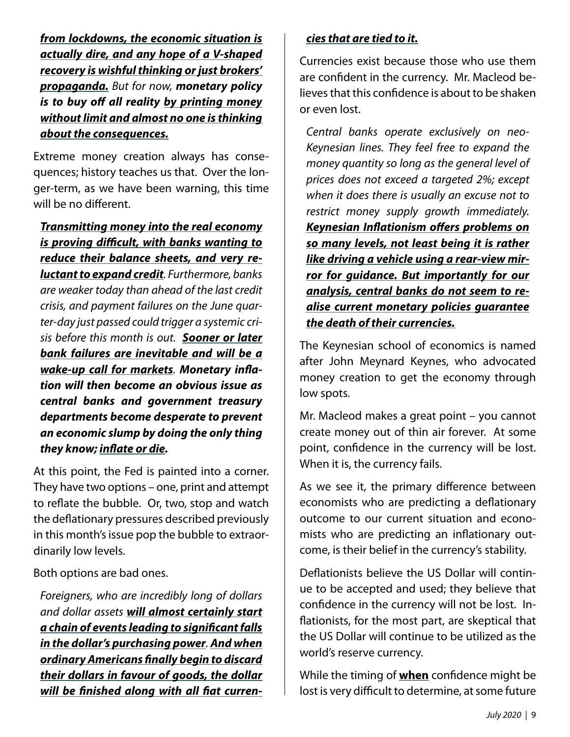***from lockdowns, the economic situation is actually dire, and any hope of a V-shaped recovery is wishful thinking or just brokers' propaganda.*** *But for now,* ***monetary policy is to buy off all reality by printing money without limit and almost no one is thinking about the consequences.***

Extreme money creation always has consequences; history teaches us that. Over the longer-term, as we have been warning, this time will be no different.

> ***Transmitting money into the real economy is proving difficult, with banks wanting to reduce their balance sheets, and very reluctant to expand credit****. Furthermore, banks are weaker today than ahead of the last credit crisis, and payment failures on the June quarter-day just passed could trigger a systemic crisis before this month is out.* ***Sooner or later bank failures are inevitable and will be a wake-up call for markets****.* ***Monetary inflation will then become an obvious issue as central banks and government treasury departments become desperate to prevent an economic slump by doing the only thing they know; inflate or die.***

At this point, the Fed is painted into a corner. They have two options – one, print and attempt to reflate the bubble. Or, two, stop and watch the deflationary pressures described previously in this month's issue pop the bubble to extraordinarily low levels.

Both options are bad ones.

> *Foreigners, who are incredibly long of dollars and dollar assets* ***will almost certainly start a chain of events leading to significant falls in the dollar's purchasing power****.* ***And when ordinary Americans finally begin to discard their dollars in favour of goods, the dollar will be finished along with all fiat currencies that are tied to it.***

Currencies exist because those who use them are confident in the currency. Mr. Macleod believes that this confidence is about to be shaken or even lost.

> *Central banks operate exclusively on neo-Keynesian lines. They feel free to expand the money quantity so long as the general level of prices does not exceed a targeted 2%; except when it does there is usually an excuse not to restrict money supply growth immediately.* ***Keynesian Inflationism offers problems on so many levels, not least being it is rather like driving a vehicle using a rear-view mirror for guidance. But importantly for our analysis, central banks do not seem to realise current monetary policies guarantee the death of their currencies.***

The Keynesian school of economics is named after John Meynard Keynes, who advocated money creation to get the economy through low spots.

Mr. Macleod makes a great point – you cannot create money out of thin air forever. At some point, confidence in the currency will be lost. When it is, the currency fails.

As we see it, the primary difference between economists who are predicting a deflationary outcome to our current situation and economists who are predicting an inflationary outcome, is their belief in the currency's stability.

Deflationists believe the US Dollar will continue to be accepted and used; they believe that confidence in the currency will not be lost. Inflationists, for the most part, are skeptical that the US Dollar will continue to be utilized as the world's reserve currency.

While the timing of **when** confidence might be lost is very difficult to determine, at some future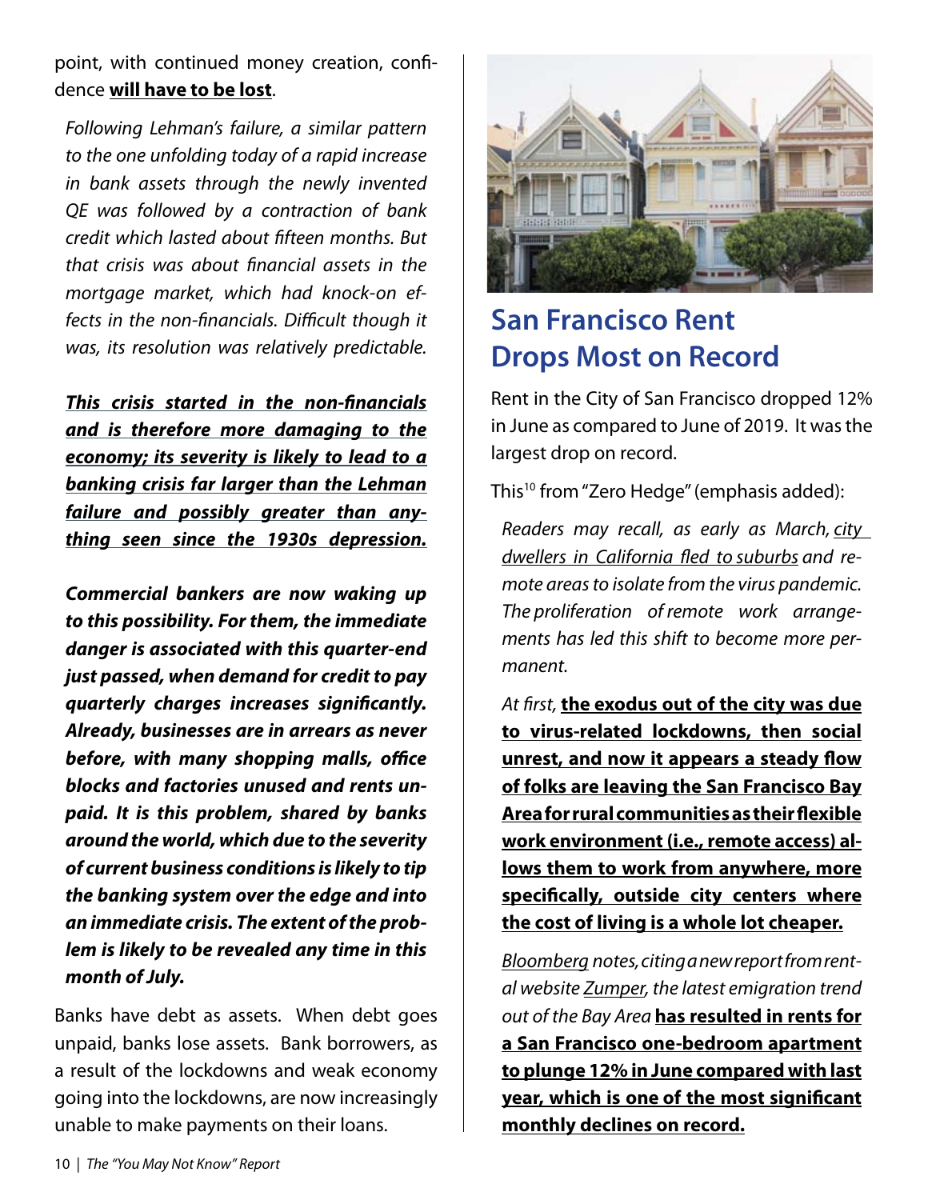point, with continued money creation, confidence **will have to be lost**.

> *Following Lehman's failure, a similar pattern to the one unfolding today of a rapid increase in bank assets through the newly invented QE was followed by a contraction of bank credit which lasted about fifteen months. But that crisis was about financial assets in the mortgage market, which had knock-on effects in the non-financials. Difficult though it was, its resolution was relatively predictable.*
>
> ***This crisis started in the non-financials and is therefore more damaging to the economy; its severity is likely to lead to a banking crisis far larger than the Lehman failure and possibly greater than anything seen since the 1930s depression.***
>
> ***Commercial bankers are now waking up to this possibility. For them, the immediate danger is associated with this quarter-end just passed, when demand for credit to pay quarterly charges increases significantly. Already, businesses are in arrears as never before, with many shopping malls, office blocks and factories unused and rents unpaid. It is this problem, shared by banks around the world, which due to the severity of current business conditions is likely to tip the banking system over the edge and into an immediate crisis. The extent of the problem is likely to be revealed any time in this month of July.***

Banks have debt as assets. When debt goes unpaid, banks lose assets. Bank borrowers, as a result of the lockdowns and weak economy going into the lockdowns, are now increasingly unable to make payments on their loans.

## San Francisco Rent Drops Most on Record

Rent in the City of San Francisco dropped 12% in June as compared to June of 2019. It was the largest drop on record.

This[10] from "Zero Hedge" (emphasis added):

> *Readers may recall, as early as March, city dwellers in California fled to suburbs and remote areas to isolate from the virus pandemic. The proliferation of remote work arrangements has led this shift to become more permanent.*
>
> *At first,* **the exodus out of the city was due to virus-related lockdowns, then social unrest, and now it appears a steady flow of folks are leaving the San Francisco Bay Area for rural communities as their flexible work environment (i.e., remote access) allows them to work from anywhere, more specifically, outside city centers where the cost of living is a whole lot cheaper.**
>
> *Bloomberg notes, citing a new report from rental website Zumper, the latest emigration trend out of the Bay Area* **has resulted in rents for a San Francisco one-bedroom apartment to plunge 12% in June compared with last year, which is one of the most significant monthly declines on record.**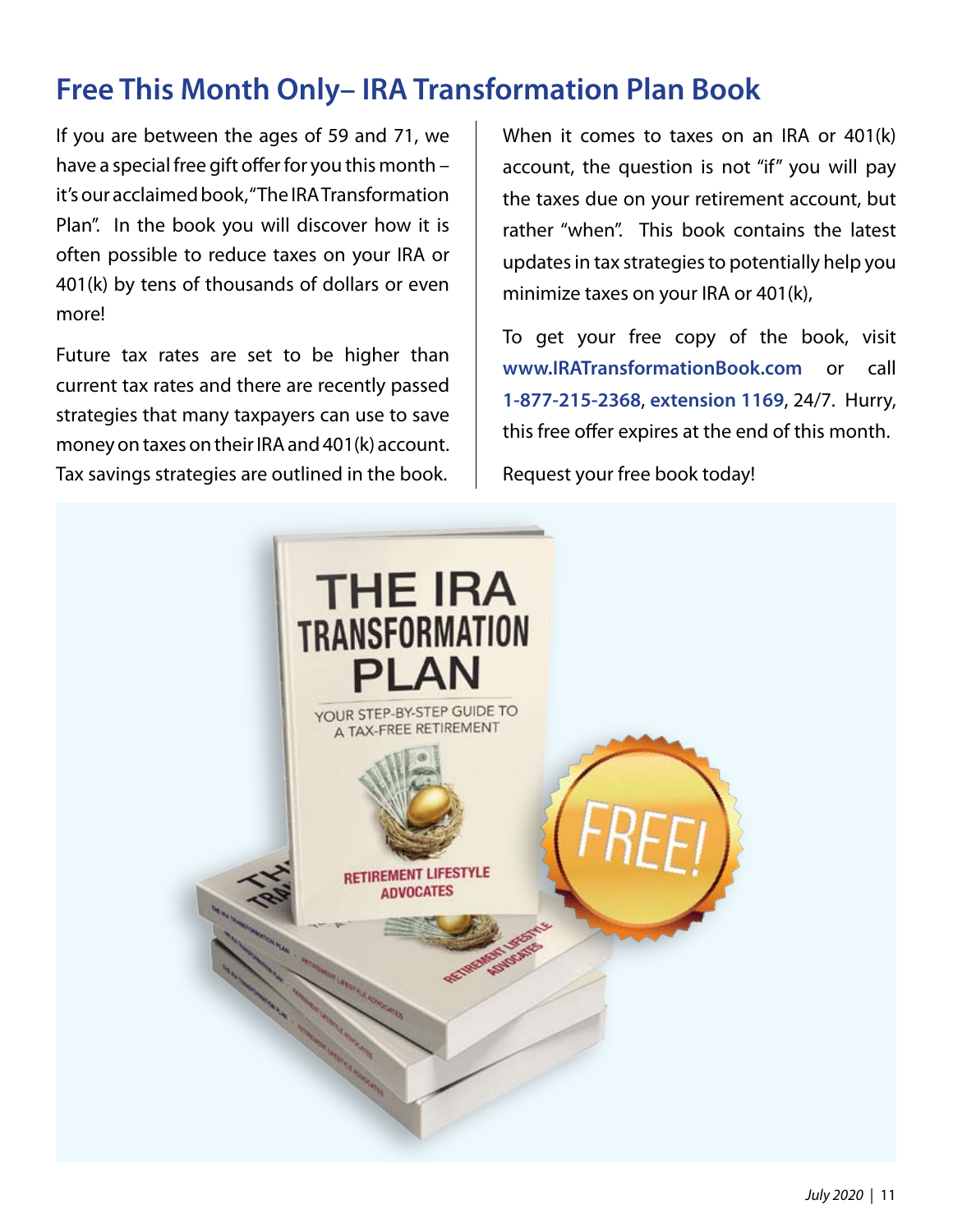## Free This Month Only– IRA Transformation Plan Book

If you are between the ages of 59 and 71, we have a special free gift offer for you this month – it's our acclaimed book, "The IRA Transformation Plan". In the book you will discover how it is often possible to reduce taxes on your IRA or 401(k) by tens of thousands of dollars or even more!

Future tax rates are set to be higher than current tax rates and there are recently passed strategies that many taxpayers can use to save money on taxes on their IRA and 401(k) account. Tax savings strategies are outlined in the book.

When it comes to taxes on an IRA or 401(k) account, the question is not "if" you will pay the taxes due on your retirement account, but rather "when". This book contains the latest updates in tax strategies to potentially help you minimize taxes on your IRA or 401(k),

To get your free copy of the book, visit **www.IRATransformationBook.com** or call **1-877-215-2368**, **extension 1169**, 24/7. Hurry, this free offer expires at the end of this month.

Request your free book today!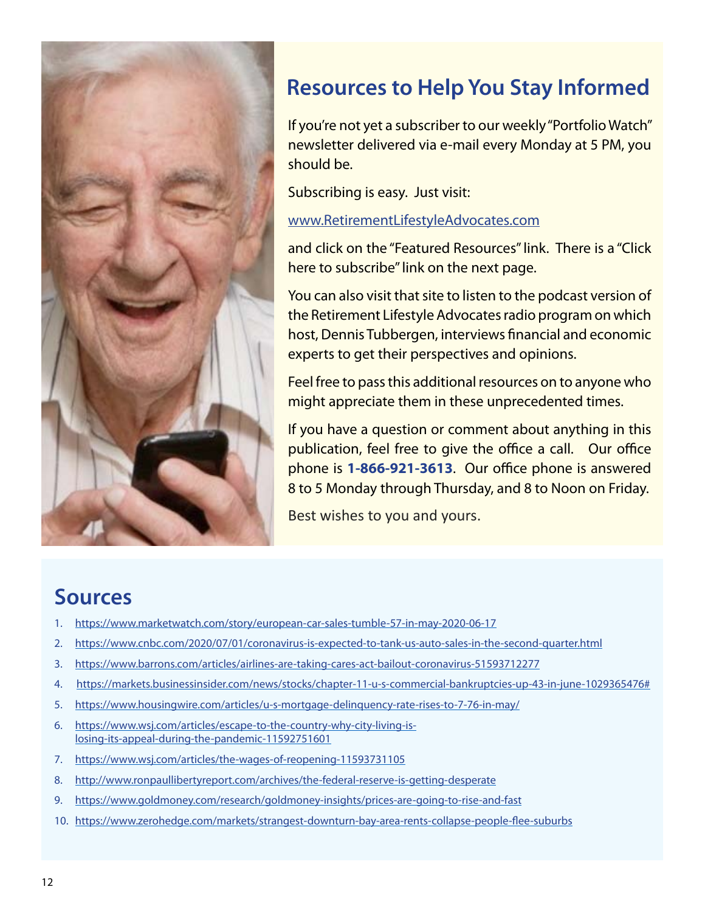## Resources to Help You Stay Informed

If you're not yet a subscriber to our weekly "Portfolio Watch" newsletter delivered via e-mail every Monday at 5 PM, you should be.

Subscribing is easy. Just visit:

www.RetirementLifestyleAdvocates.com

and click on the "Featured Resources" link. There is a "Click here to subscribe" link on the next page.

You can also visit that site to listen to the podcast version of the Retirement Lifestyle Advocates radio program on which host, Dennis Tubbergen, interviews financial and economic experts to get their perspectives and opinions.

Feel free to pass this additional resources on to anyone who might appreciate them in these unprecedented times.

If you have a question or comment about anything in this publication, feel free to give the office a call. Our office phone is **1-866-921-3613**. Our office phone is answered 8 to 5 Monday through Thursday, and 8 to Noon on Friday.

Best wishes to you and yours.

## Sources

1. https://www.marketwatch.com/story/european-car-sales-tumble-57-in-may-2020-06-17
2. https://www.cnbc.com/2020/07/01/coronavirus-is-expected-to-tank-us-auto-sales-in-the-second-quarter.html
3. https://www.barrons.com/articles/airlines-are-taking-cares-act-bailout-coronavirus-51593712277
4. https://markets.businessinsider.com/news/stocks/chapter-11-u-s-commercial-bankruptcies-up-43-in-june-1029365476#
5. https://www.housingwire.com/articles/u-s-mortgage-delinquency-rate-rises-to-7-76-in-may/
6. https://www.wsj.com/articles/escape-to-the-country-why-city-living-is-losing-its-appeal-during-the-pandemic-11592751601
7. https://www.wsj.com/articles/the-wages-of-reopening-11593731105
8. http://www.ronpaullibertyreport.com/archives/the-federal-reserve-is-getting-desperate
9. https://www.goldmoney.com/research/goldmoney-insights/prices-are-going-to-rise-and-fast
10. https://www.zerohedge.com/markets/strangest-downturn-bay-area-rents-collapse-people-flee-suburbs